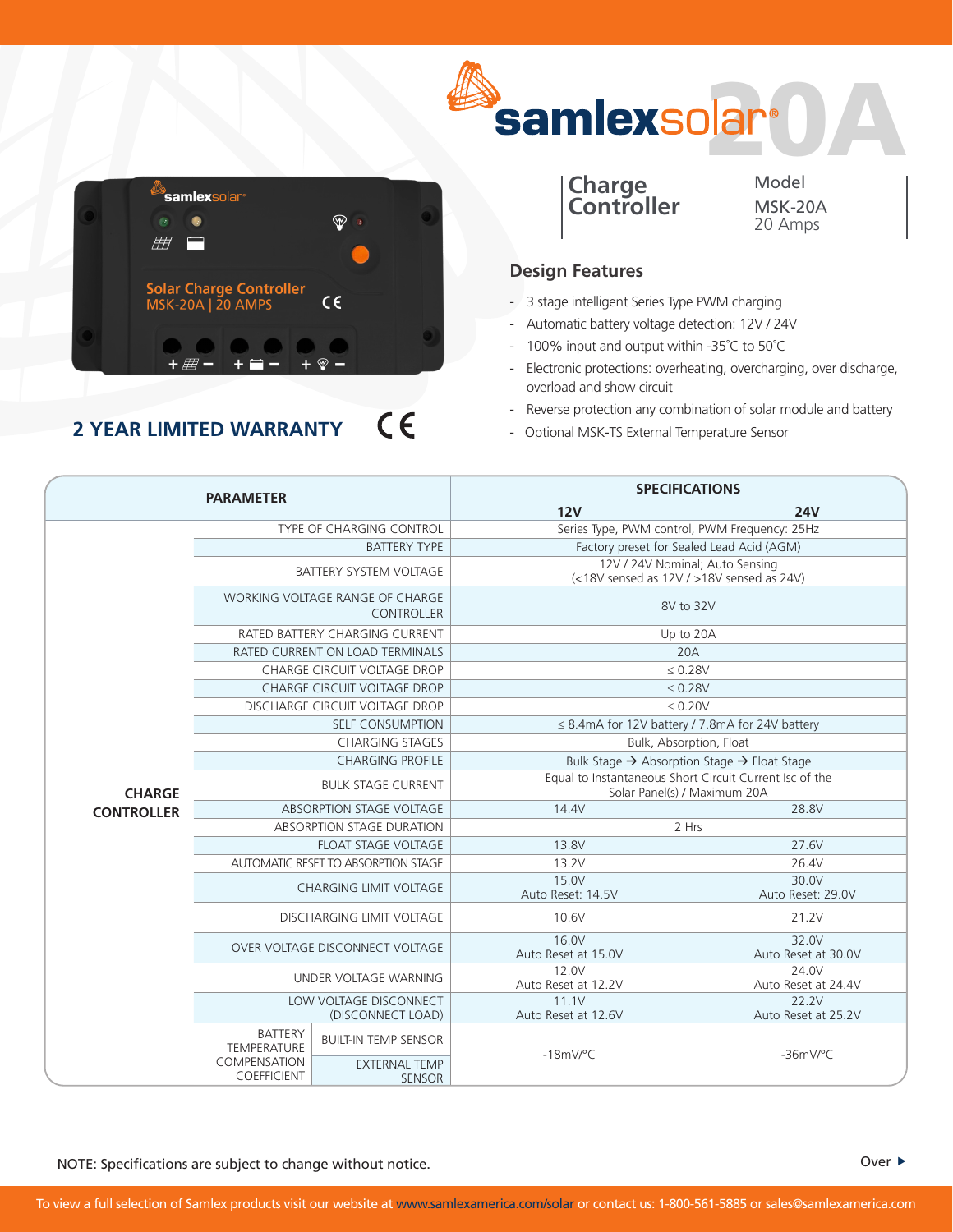# samlexsolar® 20A

## Charge Controller

**Model**
MSK-20A
20 Amps

**2 YEAR LIMITED WARRANTY** CE

### Design Features

- 3 stage intelligent Series Type PWM charging
- Automatic battery voltage detection: 12V / 24V
- 100% input and output within -35˚C to 50˚C
- Electronic protections: overheating, overcharging, over discharge, overload and show circuit
- Reverse protection any combination of solar module and battery
- Optional MSK-TS External Temperature Sensor

| PARAMETER | | | SPECIFICATIONS 12V | SPECIFICATIONS 24V |
|---|---|---|---|---|
| CHARGE CONTROLLER | TYPE OF CHARGING CONTROL | | Series Type, PWM control, PWM Frequency: 25Hz | |
| | BATTERY TYPE | | Factory preset for Sealed Lead Acid (AGM) | |
| | BATTERY SYSTEM VOLTAGE | | 12V / 24V Nominal; Auto Sensing (<18V sensed as 12V / >18V sensed as 24V) | |
| | WORKING VOLTAGE RANGE OF CHARGE CONTROLLER | | 8V to 32V | |
| | RATED BATTERY CHARGING CURRENT | | Up to 20A | |
| | RATED CURRENT ON LOAD TERMINALS | | 20A | |
| | CHARGE CIRCUIT VOLTAGE DROP | | ≤ 0.28V | |
| | CHARGE CIRCUIT VOLTAGE DROP | | ≤ 0.28V | |
| | DISCHARGE CIRCUIT VOLTAGE DROP | | ≤ 0.20V | |
| | SELF CONSUMPTION | | ≤ 8.4mA for 12V battery / 7.8mA for 24V battery | |
| | CHARGING STAGES | | Bulk, Absorption, Float | |
| | CHARGING PROFILE | | Bulk Stage → Absorption Stage → Float Stage | |
| | BULK STAGE CURRENT | | Equal to Instantaneous Short Circuit Current Isc of the Solar Panel(s) / Maximum 20A | |
| | ABSORPTION STAGE VOLTAGE | | 14.4V | 28.8V |
| | ABSORPTION STAGE DURATION | | 2 Hrs | |
| | FLOAT STAGE VOLTAGE | | 13.8V | 27.6V |
| | AUTOMATIC RESET TO ABSORPTION STAGE | | 13.2V | 26.4V |
| | CHARGING LIMIT VOLTAGE | | 15.0V Auto Reset: 14.5V | 30.0V Auto Reset: 29.0V |
| | DISCHARGING LIMIT VOLTAGE | | 10.6V | 21.2V |
| | OVER VOLTAGE DISCONNECT VOLTAGE | | 16.0V Auto Reset at 15.0V | 32.0V Auto Reset at 30.0V |
| | UNDER VOLTAGE WARNING | | 12.0V Auto Reset at 12.2V | 24.0V Auto Reset at 24.4V |
| | LOW VOLTAGE DISCONNECT (DISCONNECT LOAD) | | 11.1V Auto Reset at 12.6V | 22.2V Auto Reset at 25.2V |
| | BATTERY TEMPERATURE COMPENSATION COEFFICIENT | BUILT-IN TEMP SENSOR | -18mV/°C | -36mV/°C |
| | | EXTERNAL TEMP SENSOR | | |

NOTE: Specifications are subject to change without notice.

Over ▶

To view a full selection of Samlex products visit our website at www.samlexamerica.com/solar or contact us: 1-800-561-5885 or sales@samlexamerica.com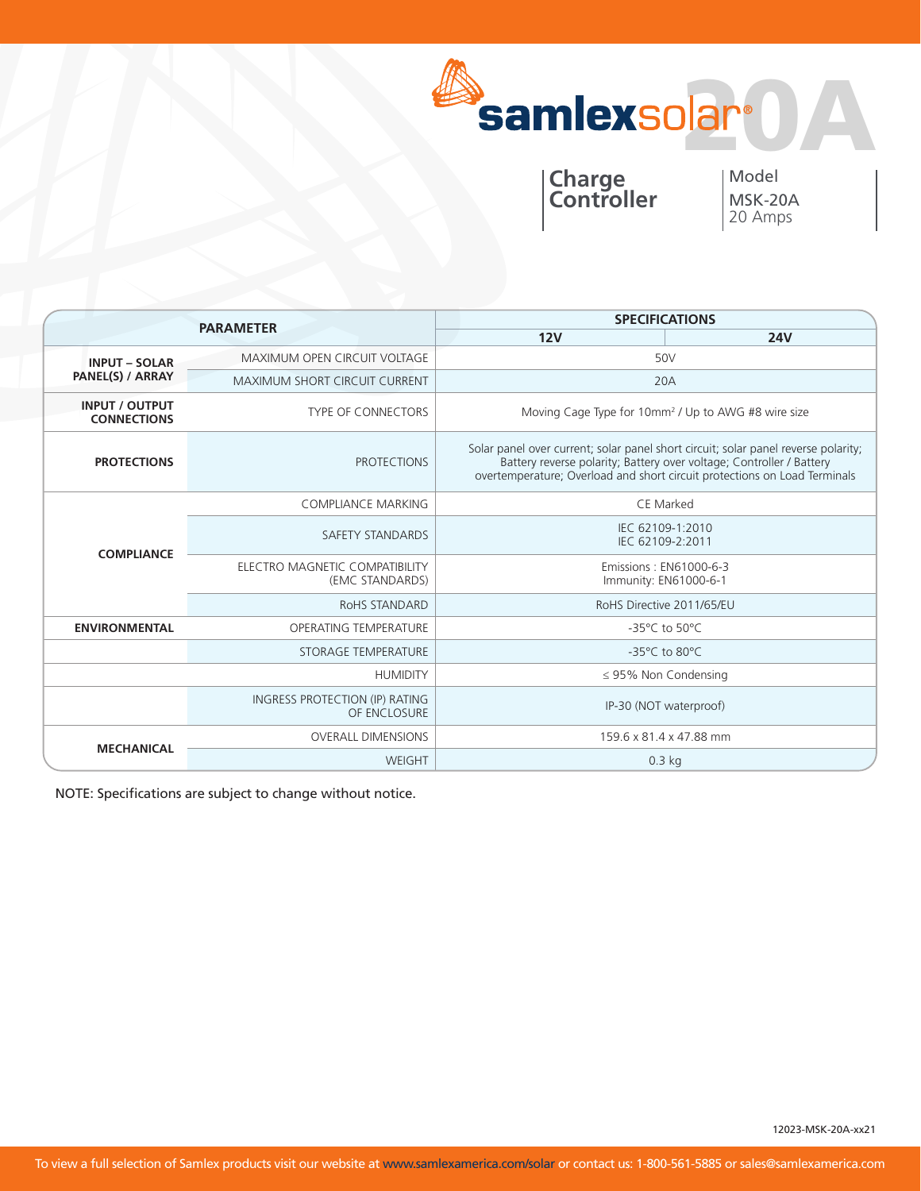# samlexsolar 20A

**Charge Controller**

Model
MSK-20A
20 Amps

| PARAMETER | | SPECIFICATIONS 12V | 24V |
|---|---|---|---|
| INPUT – SOLAR PANEL(S) / ARRAY | MAXIMUM OPEN CIRCUIT VOLTAGE | 50V | |
| | MAXIMUM SHORT CIRCUIT CURRENT | 20A | |
| INPUT / OUTPUT CONNECTIONS | TYPE OF CONNECTORS | Moving Cage Type for 10mm² / Up to AWG #8 wire size | |
| PROTECTIONS | PROTECTIONS | Solar panel over current; solar panel short circuit; solar panel reverse polarity; Battery reverse polarity; Battery over voltage; Controller / Battery overtemperature; Overload and short circuit protections on Load Terminals | |
| COMPLIANCE | COMPLIANCE MARKING | CE Marked | |
| | SAFETY STANDARDS | IEC 62109-1:2010 IEC 62109-2:2011 | |
| | ELECTRO MAGNETIC COMPATIBILITY (EMC STANDARDS) | Emissions : EN61000-6-3 Immunity: EN61000-6-1 | |
| | RoHS STANDARD | RoHS Directive 2011/65/EU | |
| ENVIRONMENTAL | OPERATING TEMPERATURE | -35°C to 50°C | |
| | STORAGE TEMPERATURE | -35°C to 80°C | |
| | HUMIDITY | ≤ 95% Non Condensing | |
| | INGRESS PROTECTION (IP) RATING OF ENCLOSURE | IP-30 (NOT waterproof) | |
| MECHANICAL | OVERALL DIMENSIONS | 159.6 x 81.4 x 47.88 mm | |
| | WEIGHT | 0.3 kg | |

NOTE: Specifications are subject to change without notice.

12023-MSK-20A-xx21

To view a full selection of Samlex products visit our website at www.samlexamerica.com/solar or contact us: 1-800-561-5885 or sales@samlexamerica.com